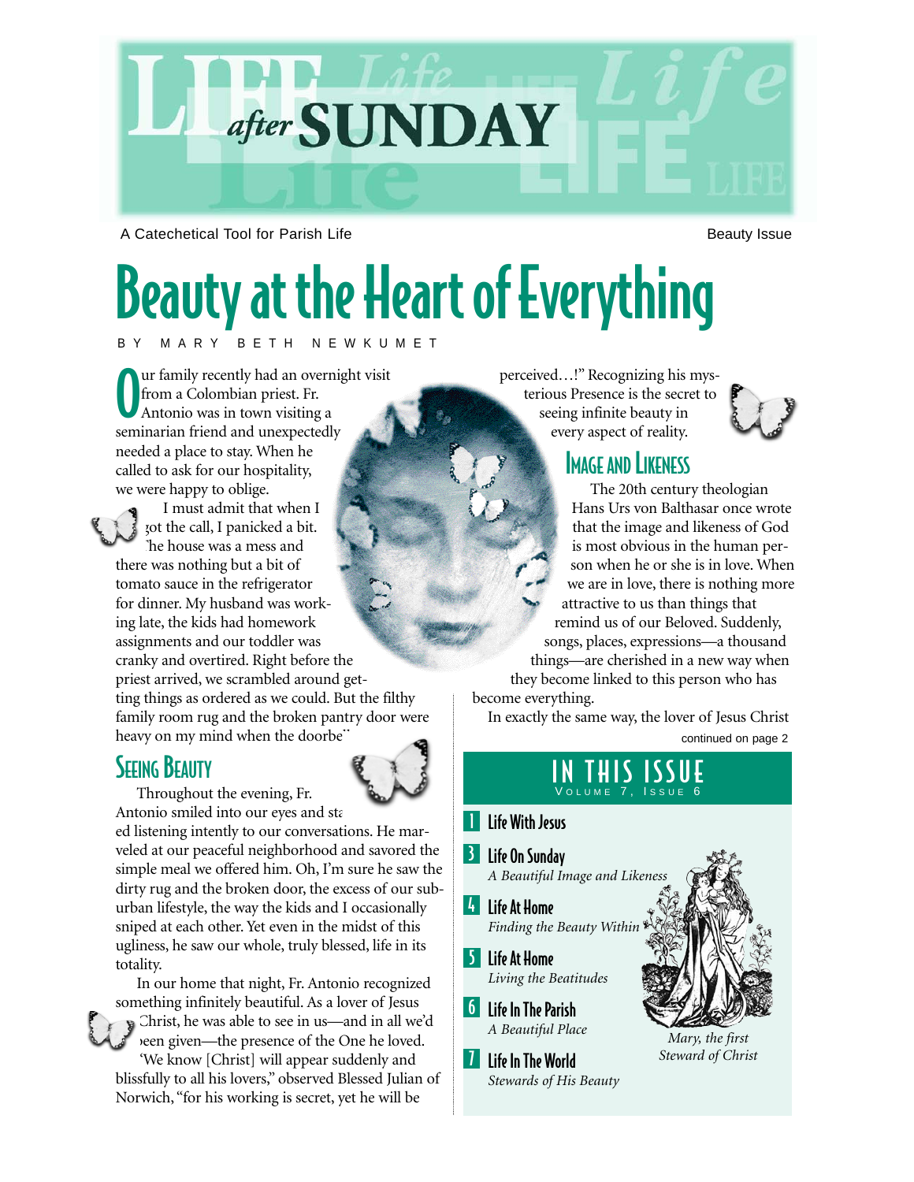# LIFE after SUNDAY

A Catechetical Tool for Parish Life

Beauty Issue

# Beauty at the Heart of Everything

BY MARY BETH NEWKUMET

Our family recently had an overnight visit from a Colombian priest. Fr. Antonio was in town visiting a seminarian friend and unexpectedly needed a place to stay. When he called to ask for our hospitality, we were happy to oblige.

I must admit that when I got the call, I panicked a bit. The house was a mess and there was nothing but a bit of tomato sauce in the refrigerator for dinner. My husband was working late, the kids had homework assignments and our toddler was cranky and overtired. Right before the priest arrived, we scrambled around getting things as ordered as we could. But the filthy family room rug and the broken pantry door were heavy on my mind when the doorbell

## Seeing Beauty

Throughout the evening, Fr. Antonio smiled into our eyes and started listening intently to our conversations. He marveled at our peaceful neighborhood and savored the simple meal we offered him. Oh, I'm sure he saw the dirty rug and the broken door, the excess of our suburban lifestyle, the way the kids and I occasionally sniped at each other. Yet even in the midst of this ugliness, he saw our whole, truly blessed, life in its totality.

In our home that night, Fr. Antonio recognized something infinitely beautiful. As a lover of Jesus Christ, he was able to see in us—and in all we'd been given—the presence of the One he loved.

"We know [Christ] will appear suddenly and blissfully to all his lovers," observed Blessed Julian of Norwich, "for his working is secret, yet he will be perceived…!" Recognizing his mysterious Presence is the secret to seeing infinite beauty in every aspect of reality.

## Image and Likeness

The 20th century theologian Hans Urs von Balthasar once wrote that the image and likeness of God is most obvious in the human person when he or she is in love. When we are in love, there is nothing more attractive to us than things that remind us of our Beloved. Suddenly, songs, places, expressions—a thousand things—are cherished in a new way when they become linked to this person who has become everything.

In exactly the same way, the lover of Jesus Christ

continued on page 2

## IN THIS ISSUE
VOLUME 7, ISSUE 6

- **1** Life With Jesus
- **3** Life On Sunday — *A Beautiful Image and Likeness*
- **4** Life At Home — *Finding the Beauty Within*
- **5** Life At Home — *Living the Beatitudes*
- **6** Life In The Parish — *A Beautiful Place*
- **7** Life In The World — *Stewards of His Beauty*

*Mary, the first Steward of Christ*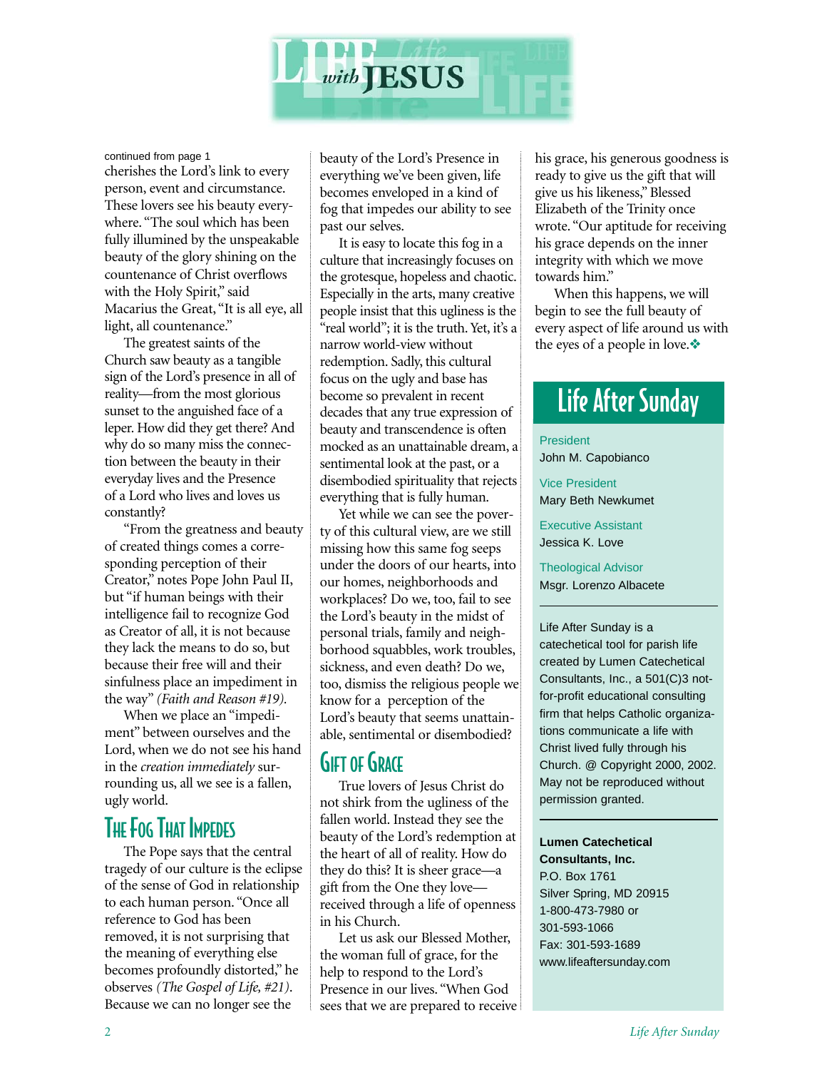# LIFE with JESUS

continued from page 1

cherishes the Lord's link to every person, event and circumstance. These lovers see his beauty everywhere. "The soul which has been fully illumined by the unspeakable beauty of the glory shining on the countenance of Christ overflows with the Holy Spirit," said Macarius the Great, "It is all eye, all light, all countenance."

The greatest saints of the Church saw beauty as a tangible sign of the Lord's presence in all of reality—from the most glorious sunset to the anguished face of a leper. How did they get there? And why do so many miss the connection between the beauty in their everyday lives and the Presence of a Lord who lives and loves us constantly?

"From the greatness and beauty of created things comes a corresponding perception of their Creator," notes Pope John Paul II, but "if human beings with their intelligence fail to recognize God as Creator of all, it is not because they lack the means to do so, but because their free will and their sinfulness place an impediment in the way" *(Faith and Reason #19).*

When we place an "impediment" between ourselves and the Lord, when we do not see his hand in the *creation immediately* surrounding us, all we see is a fallen, ugly world.

## The Fog That Impedes

The Pope says that the central tragedy of our culture is the eclipse of the sense of God in relationship to each human person. "Once all reference to God has been removed, it is not surprising that the meaning of everything else becomes profoundly distorted," he observes *(The Gospel of Life, #21)*. Because we can no longer see the beauty of the Lord's Presence in everything we've been given, life becomes enveloped in a kind of fog that impedes our ability to see past our selves.

It is easy to locate this fog in a culture that increasingly focuses on the grotesque, hopeless and chaotic. Especially in the arts, many creative people insist that this ugliness is the "real world"; it is the truth. Yet, it's a narrow world-view without redemption. Sadly, this cultural focus on the ugly and base has become so prevalent in recent decades that any true expression of beauty and transcendence is often mocked as an unattainable dream, a sentimental look at the past, or a disembodied spirituality that rejects everything that is fully human.

Yet while we can see the poverty of this cultural view, are we still missing how this same fog seeps under the doors of our hearts, into our homes, neighborhoods and workplaces? Do we, too, fail to see the Lord's beauty in the midst of personal trials, family and neighborhood squabbles, work troubles, sickness, and even death? Do we, too, dismiss the religious people we know for a perception of the Lord's beauty that seems unattainable, sentimental or disembodied?

## Gift of Grace

True lovers of Jesus Christ do not shirk from the ugliness of the fallen world. Instead they see the beauty of the Lord's redemption at the heart of all of reality. How do they do this? It is sheer grace—a gift from the One they love—received through a life of openness in his Church.

Let us ask our Blessed Mother, the woman full of grace, for the help to respond to the Lord's Presence in our lives. "When God sees that we are prepared to receive his grace, his generous goodness is ready to give us the gift that will give us his likeness," Blessed Elizabeth of the Trinity once wrote. "Our aptitude for receiving his grace depends on the inner integrity with which we move towards him."

When this happens, we will begin to see the full beauty of every aspect of life around us with the eyes of a people in love.❖

## Life After Sunday

President
John M. Capobianco

Vice President
Mary Beth Newkumet

Executive Assistant
Jessica K. Love

Theological Advisor
Msgr. Lorenzo Albacete

---

Life After Sunday is a catechetical tool for parish life created by Lumen Catechetical Consultants, Inc., a 501(C)3 not-for-profit educational consulting firm that helps Catholic organizations communicate a life with Christ lived fully through his Church. @ Copyright 2000, 2002. May not be reproduced without permission granted.

---

**Lumen Catechetical Consultants, Inc.**
P.O. Box 1761
Silver Spring, MD 20915
1-800-473-7980 or
301-593-1066
Fax: 301-593-1689
www.lifeaftersunday.com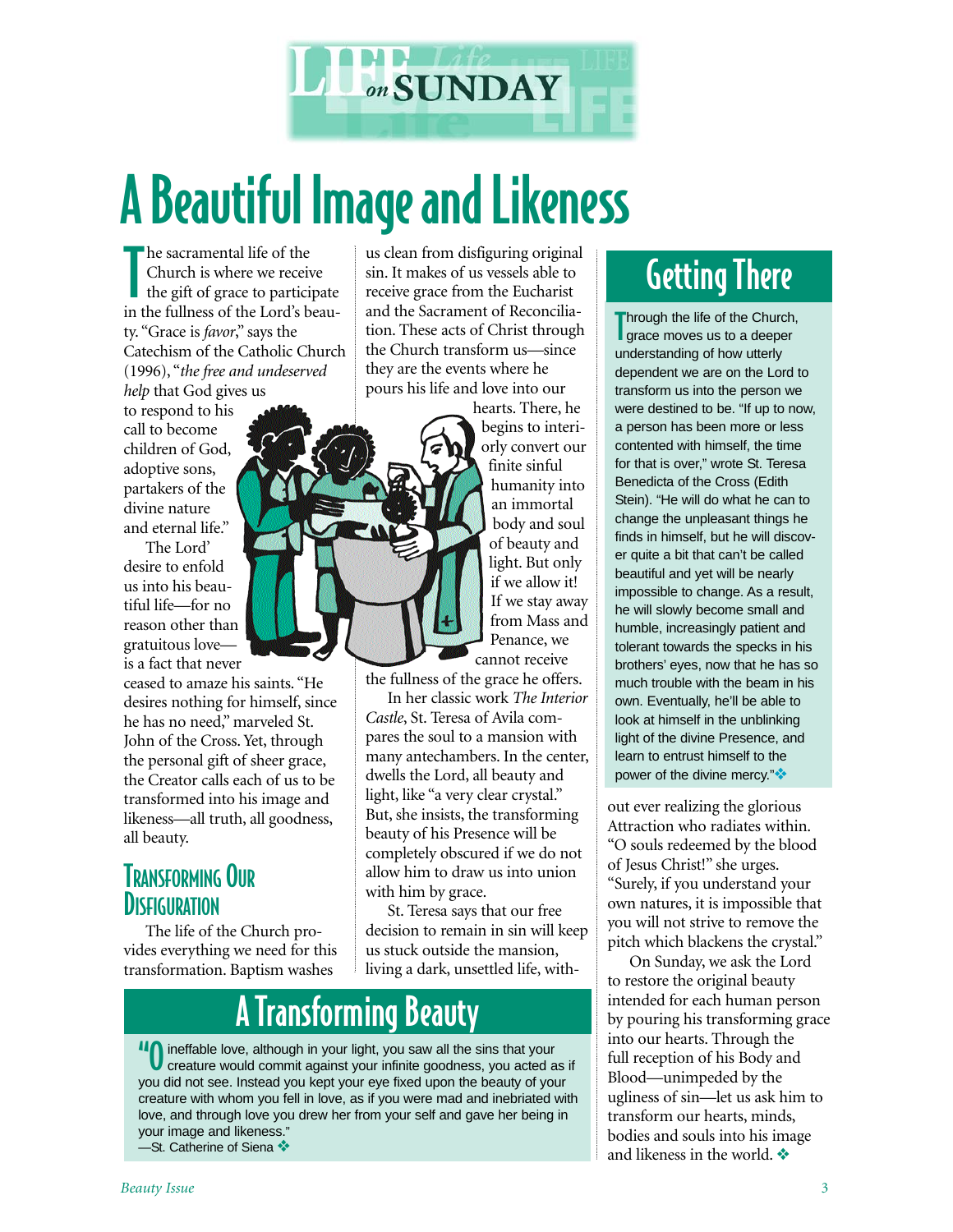# A Beautiful Image and Likeness

The sacramental life of the Church is where we receive the gift of grace to participate in the fullness of the Lord's beauty. "Grace is *favor*," says the Catechism of the Catholic Church (1996), "*the free and undeserved help* that God gives us to respond to his call to become children of God, adoptive sons, partakers of the divine nature and eternal life."

The Lord' desire to enfold us into his beautiful life—for no reason other than gratuitous love—is a fact that never ceased to amaze his saints. "He desires nothing for himself, since he has no need," marveled St. John of the Cross. Yet, through the personal gift of sheer grace, the Creator calls each of us to be transformed into his image and likeness—all truth, all goodness, all beauty.

## Transforming Our Disfiguration

The life of the Church provides everything we need for this transformation. Baptism washes us clean from disfiguring original sin. It makes of us vessels able to receive grace from the Eucharist and the Sacrament of Reconciliation. These acts of Christ through the Church transform us—since they are the events where he pours his life and love into our hearts. There, he begins to interiorly convert our finite sinful humanity into an immortal body and soul of beauty and light. But only if we allow it! If we stay away from Mass and Penance, we cannot receive the fullness of the grace he offers.

In her classic work *The Interior Castle*, St. Teresa of Avila compares the soul to a mansion with many antechambers. In the center, dwells the Lord, all beauty and light, like "a very clear crystal." But, she insists, the transforming beauty of his Presence will be completely obscured if we do not allow him to draw us into union with him by grace.

St. Teresa says that our free decision to remain in sin will keep us stuck outside the mansion, living a dark, unsettled life, without ever realizing the glorious Attraction who radiates within. "O souls redeemed by the blood of Jesus Christ!" she urges. "Surely, if you understand your own natures, it is impossible that you will not strive to remove the pitch which blackens the crystal."

On Sunday, we ask the Lord to restore the original beauty intended for each human person by pouring his transforming grace into our hearts. Through the full reception of his Body and Blood—unimpeded by the ugliness of sin—let us ask him to transform our hearts, minds, bodies and souls into his image and likeness in the world. ❖

## Getting There

Through the life of the Church, grace moves us to a deeper understanding of how utterly dependent we are on the Lord to transform us into the person we were destined to be. "If up to now, a person has been more or less contented with himself, the time for that is over," wrote St. Teresa Benedicta of the Cross (Edith Stein). "He will do what he can to change the unpleasant things he finds in himself, but he will discover quite a bit that can't be called beautiful and yet will be nearly impossible to change. As a result, he will slowly become small and humble, increasingly patient and tolerant towards the specks in his brothers' eyes, now that he has so much trouble with the beam in his own. Eventually, he'll be able to look at himself in the unblinking light of the divine Presence, and learn to entrust himself to the power of the divine mercy."❖

## A Transforming Beauty

"O ineffable love, although in your light, you saw all the sins that your creature would commit against your infinite goodness, you acted as if you did not see. Instead you kept your eye fixed upon the beauty of your creature with whom you fell in love, as if you were mad and inebriated with love, and through love you drew her from your self and gave her being in your image and likeness."
—St. Catherine of Siena ❖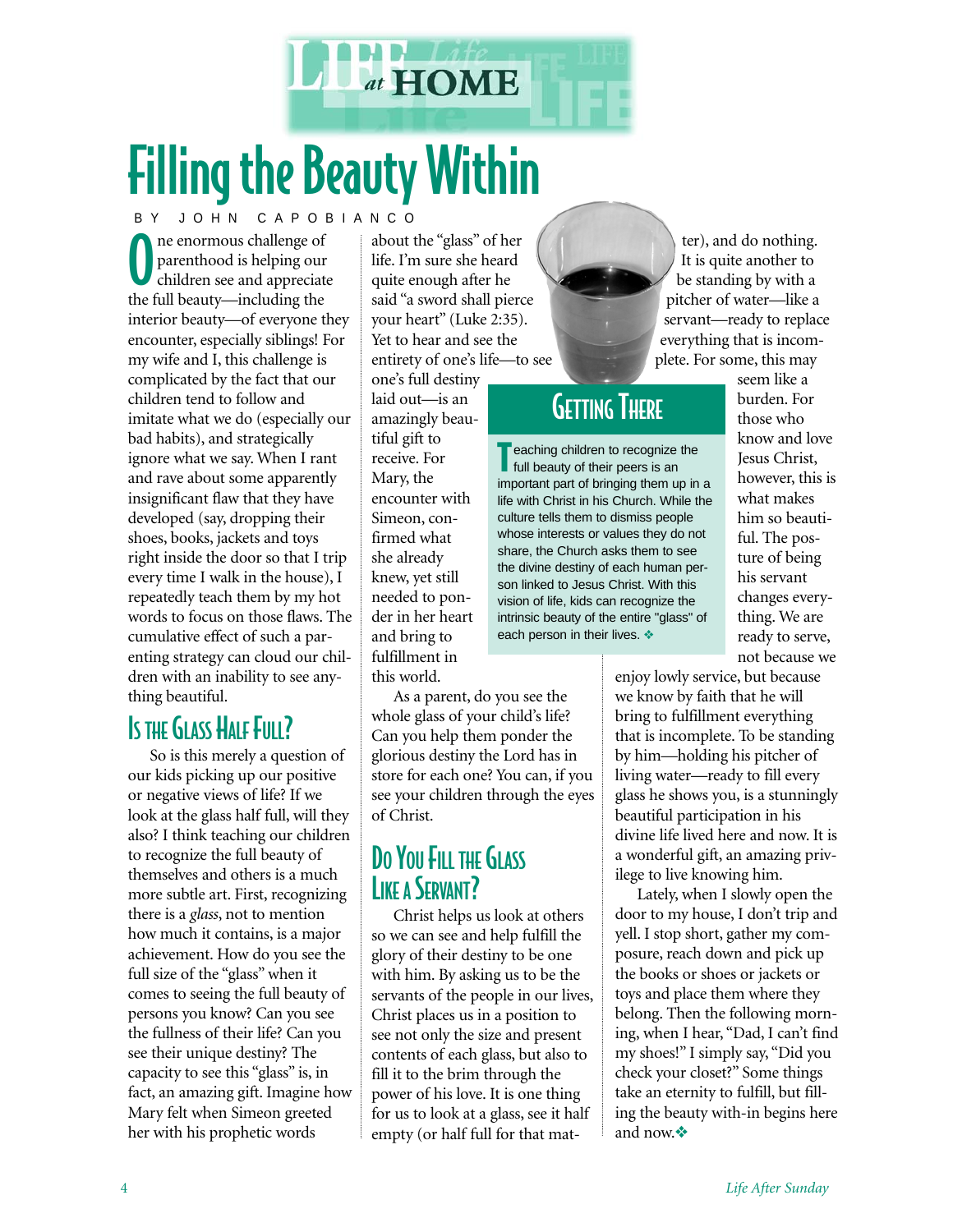LIFE *at* HOME

# Filling the Beauty Within

BY JOHN CAPOBIANCO

One enormous challenge of parenthood is helping our children see and appreciate the full beauty—including the interior beauty—of everyone they encounter, especially siblings! For my wife and I, this challenge is complicated by the fact that our children tend to follow and imitate what we do (especially our bad habits), and strategically ignore what we say. When I rant and rave about some apparently insignificant flaw that they have developed (say, dropping their shoes, books, jackets and toys right inside the door so that I trip every time I walk in the house), I repeatedly teach them by my hot words to focus on those flaws. The cumulative effect of such a parenting strategy can cloud our children with an inability to see anything beautiful.

## Is the Glass Half Full?

So is this merely a question of our kids picking up our positive or negative views of life? If we look at the glass half full, will they also? I think teaching our children to recognize the full beauty of themselves and others is a much more subtle art. First, recognizing there is a *glass*, not to mention how much it contains, is a major achievement. How do you see the full size of the "glass" when it comes to seeing the full beauty of persons you know? Can you see the fullness of their life? Can you see their unique destiny? The capacity to see this "glass" is, in fact, an amazing gift. Imagine how Mary felt when Simeon greeted her with his prophetic words about the "glass" of her life. I'm sure she heard quite enough after he said "a sword shall pierce your heart" (Luke 2:35). Yet to hear and see the entirety of one's life—to see one's full destiny laid out—is an amazingly beautiful gift to receive. For Mary, the encounter with Simeon, confirmed what she already knew, yet still needed to ponder in her heart and bring to fulfillment in this world.

As a parent, do you see the whole glass of your child's life? Can you help them ponder the glorious destiny the Lord has in store for each one? You can, if you see your children through the eyes of Christ.

## Do You Fill the Glass Like a Servant?

Christ helps us look at others so we can see and help fulfill the glory of their destiny to be one with him. By asking us to be the servants of the people in our lives, Christ places us in a position to see not only the size and present contents of each glass, but also to fill it to the brim through the power of his love. It is one thing for us to look at a glass, see it half empty (or half full for that matter), and do nothing. It is quite another to be standing by with a pitcher of water—like a servant—ready to replace everything that is incomplete. For some, this may seem like a burden. For those who know and love Jesus Christ, however, this is what makes him so beautiful. The posture of being his servant changes everything. We are ready to serve, not because we enjoy lowly service, but because we know by faith that he will bring to fulfillment everything that is incomplete. To be standing by him—holding his pitcher of living water—ready to fill every glass he shows you, is a stunningly beautiful participation in his divine life lived here and now. It is a wonderful gift, an amazing privilege to live knowing him.

Lately, when I slowly open the door to my house, I don't trip and yell. I stop short, gather my composure, reach down and pick up the books or shoes or jackets or toys and place them where they belong. Then the following morning, when I hear, "Dad, I can't find my shoes!" I simply say, "Did you check your closet?" Some things take an eternity to fulfill, but filling the beauty with-in begins here and now.❖

## Getting There

Teaching children to recognize the full beauty of their peers is an important part of bringing them up in a life with Christ in his Church. While the culture tells them to dismiss people whose interests or values they do not share, the Church asks them to see the divine destiny of each human person linked to Jesus Christ. With this vision of life, kids can recognize the intrinsic beauty of the entire "glass" of each person in their lives. ❖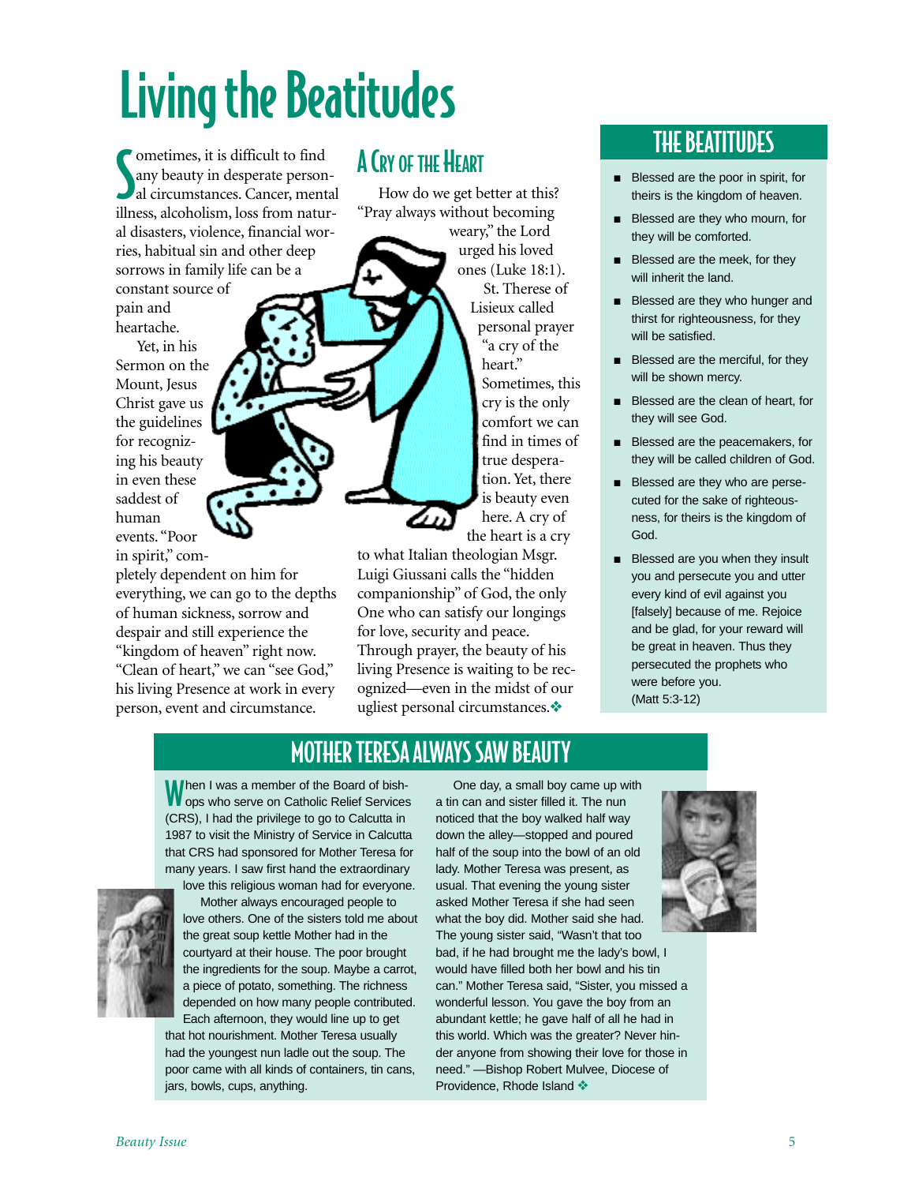# Living the Beatitudes

Sometimes, it is difficult to find any beauty in desperate personal circumstances. Cancer, mental illness, alcoholism, loss from natural disasters, violence, financial worries, habitual sin and other deep sorrows in family life can be a constant source of pain and heartache.

Yet, in his Sermon on the Mount, Jesus Christ gave us the guidelines for recognizing his beauty in even these saddest of human events. "Poor in spirit," completely dependent on him for everything, we can go to the depths of human sickness, sorrow and despair and still experience the "kingdom of heaven" right now. "Clean of heart," we can "see God," his living Presence at work in every person, event and circumstance.

## A Cry of the Heart

How do we get better at this? "Pray always without becoming weary," the Lord urged his loved ones (Luke 18:1).

St. Therese of Lisieux called personal prayer "a cry of the heart." Sometimes, this cry is the only comfort we can find in times of true desperation. Yet, there is beauty even here. A cry of the heart is a cry to what Italian theologian Msgr. Luigi Giussani calls the "hidden companionship" of God, the only One who can satisfy our longings for love, security and peace. Through prayer, the beauty of his living Presence is waiting to be recognized—even in the midst of our ugliest personal circumstances. ❖

## The Beatitudes

- Blessed are the poor in spirit, for theirs is the kingdom of heaven.
- Blessed are they who mourn, for they will be comforted.
- Blessed are the meek, for they will inherit the land.
- Blessed are they who hunger and thirst for righteousness, for they will be satisfied.
- Blessed are the merciful, for they will be shown mercy.
- Blessed are the clean of heart, for they will see God.
- Blessed are the peacemakers, for they will be called children of God.
- Blessed are they who are persecuted for the sake of righteousness, for theirs is the kingdom of God.
- Blessed are you when they insult you and persecute you and utter every kind of evil against you [falsely] because of me. Rejoice and be glad, for your reward will be great in heaven. Thus they persecuted the prophets who were before you.
(Matt 5:3-12)

## Mother Teresa Always Saw Beauty

When I was a member of the Board of bishops who serve on Catholic Relief Services (CRS), I had the privilege to go to Calcutta in 1987 to visit the Ministry of Service in Calcutta that CRS had sponsored for Mother Teresa for many years. I saw first hand the extraordinary love this religious woman had for everyone.

Mother always encouraged people to love others. One of the sisters told me about the great soup kettle Mother had in the courtyard at their house. The poor brought the ingredients for the soup. Maybe a carrot, a piece of potato, something. The richness depended on how many people contributed. Each afternoon, they would line up to get that hot nourishment. Mother Teresa usually had the youngest nun ladle out the soup. The poor came with all kinds of containers, tin cans, jars, bowls, cups, anything.

One day, a small boy came up with a tin can and sister filled it. The nun noticed that the boy walked half way down the alley—stopped and poured half of the soup into the bowl of an old lady. Mother Teresa was present, as usual. That evening the young sister asked Mother Teresa if she had seen what the boy did. Mother said she had. The young sister said, "Wasn't that too bad, if he had brought me the lady's bowl, I would have filled both her bowl and his tin can." Mother Teresa said, "Sister, you missed a wonderful lesson. You gave the boy from an abundant kettle; he gave half of all he had in this world. Which was the greater? Never hinder anyone from showing their love for those in need." —Bishop Robert Mulvee, Diocese of Providence, Rhode Island ❖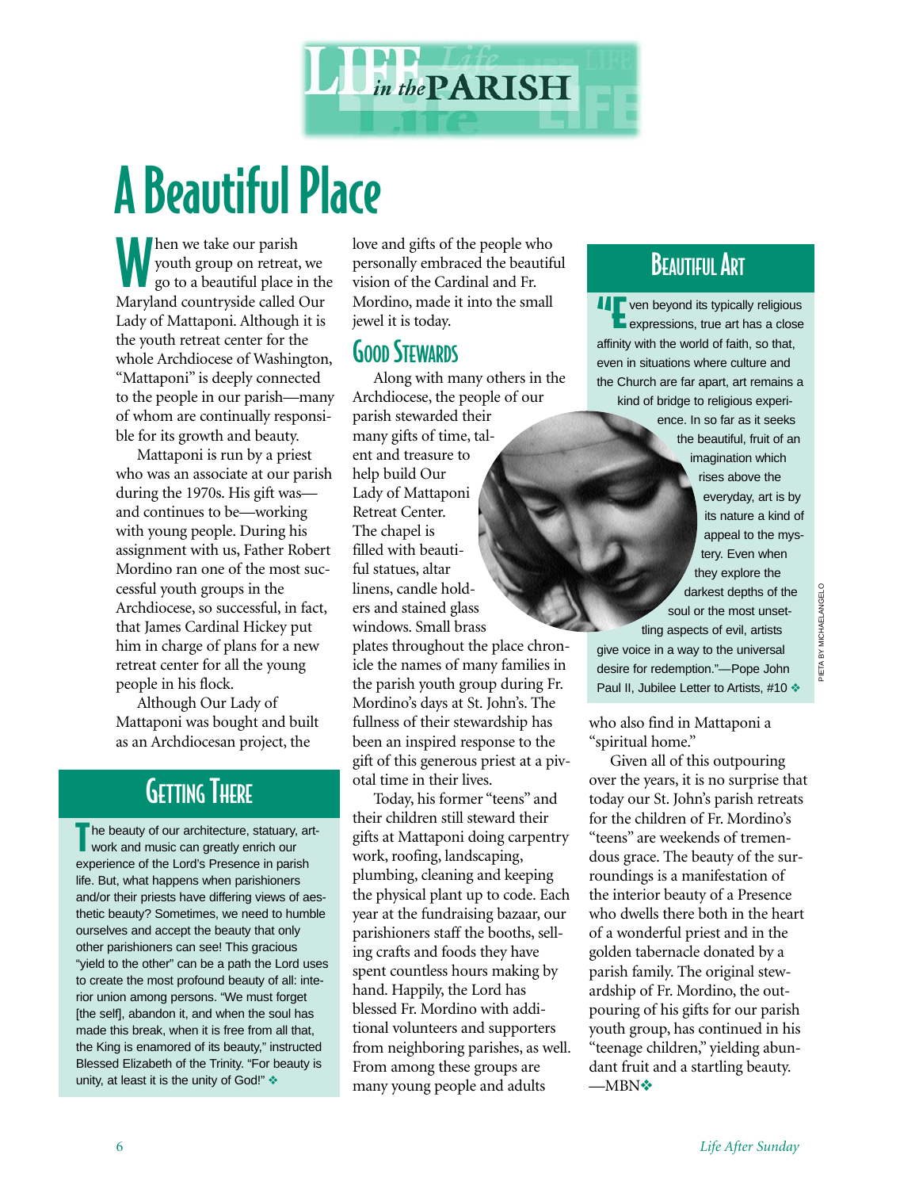# LIFE in the PARISH

# A Beautiful Place

When we take our parish youth group on retreat, we go to a beautiful place in the Maryland countryside called Our Lady of Mattaponi. Although it is the youth retreat center for the whole Archdiocese of Washington, "Mattaponi" is deeply connected to the people in our parish—many of whom are continually responsible for its growth and beauty.

Mattaponi is run by a priest who was an associate at our parish during the 1970s. His gift was—and continues to be—working with young people. During his assignment with us, Father Robert Mordino ran one of the most successful youth groups in the Archdiocese, so successful, in fact, that James Cardinal Hickey put him in charge of plans for a new retreat center for all the young people in his flock.

Although Our Lady of Mattaponi was bought and built as an Archdiocesan project, the love and gifts of the people who personally embraced the beautiful vision of the Cardinal and Fr. Mordino, made it into the small jewel it is today.

## Good Stewards

Along with many others in the Archdiocese, the people of our parish stewarded their many gifts of time, talent and treasure to help build Our Lady of Mattaponi Retreat Center. The chapel is filled with beautiful statues, altar linens, candle holders and stained glass windows. Small brass plates throughout the place chronicle the names of many families in the parish youth group during Fr. Mordino's days at St. John's. The fullness of their stewardship has been an inspired response to the gift of this generous priest at a pivotal time in their lives.

Today, his former "teens" and their children still steward their gifts at Mattaponi doing carpentry work, roofing, landscaping, plumbing, cleaning and keeping the physical plant up to code. Each year at the fundraising bazaar, our parishioners staff the booths, selling crafts and foods they have spent countless hours making by hand. Happily, the Lord has blessed Fr. Mordino with additional volunteers and supporters from neighboring parishes, as well. From among these groups are many young people and adults who also find in Mattaponi a "spiritual home."

Given all of this outpouring over the years, it is no surprise that today our St. John's parish retreats for the children of Fr. Mordino's "teens" are weekends of tremendous grace. The beauty of the surroundings is a manifestation of the interior beauty of a Presence who dwells there both in the heart of a wonderful priest and in the golden tabernacle donated by a parish family. The original stewardship of Fr. Mordino, the outpouring of his gifts for our parish youth group, has continued in his "teenage children," yielding abundant fruit and a startling beauty.
—MBN❖

## Getting There

The beauty of our architecture, statuary, artwork and music can greatly enrich our experience of the Lord's Presence in parish life. But, what happens when parishioners and/or their priests have differing views of aesthetic beauty? Sometimes, we need to humble ourselves and accept the beauty that only other parishioners can see! This gracious "yield to the other" can be a path the Lord uses to create the most profound beauty of all: interior union among persons. "We must forget [the self], abandon it, and when the soul has made this break, when it is free from all that, the King is enamored of its beauty," instructed Blessed Elizabeth of the Trinity. "For beauty is unity, at least it is the unity of God!" ❖

## Beautiful Art

"Even beyond its typically religious expressions, true art has a close affinity with the world of faith, so that, even in situations where culture and the Church are far apart, art remains a kind of bridge to religious experience. In so far as it seeks the beautiful, fruit of an imagination which rises above the everyday, art is by its nature a kind of appeal to the mystery. Even when they explore the darkest depths of the soul or the most unsettling aspects of evil, artists give voice in a way to the universal desire for redemption."—Pope John Paul II, Jubilee Letter to Artists, #10 ❖

PIETA BY MICHAELANGELO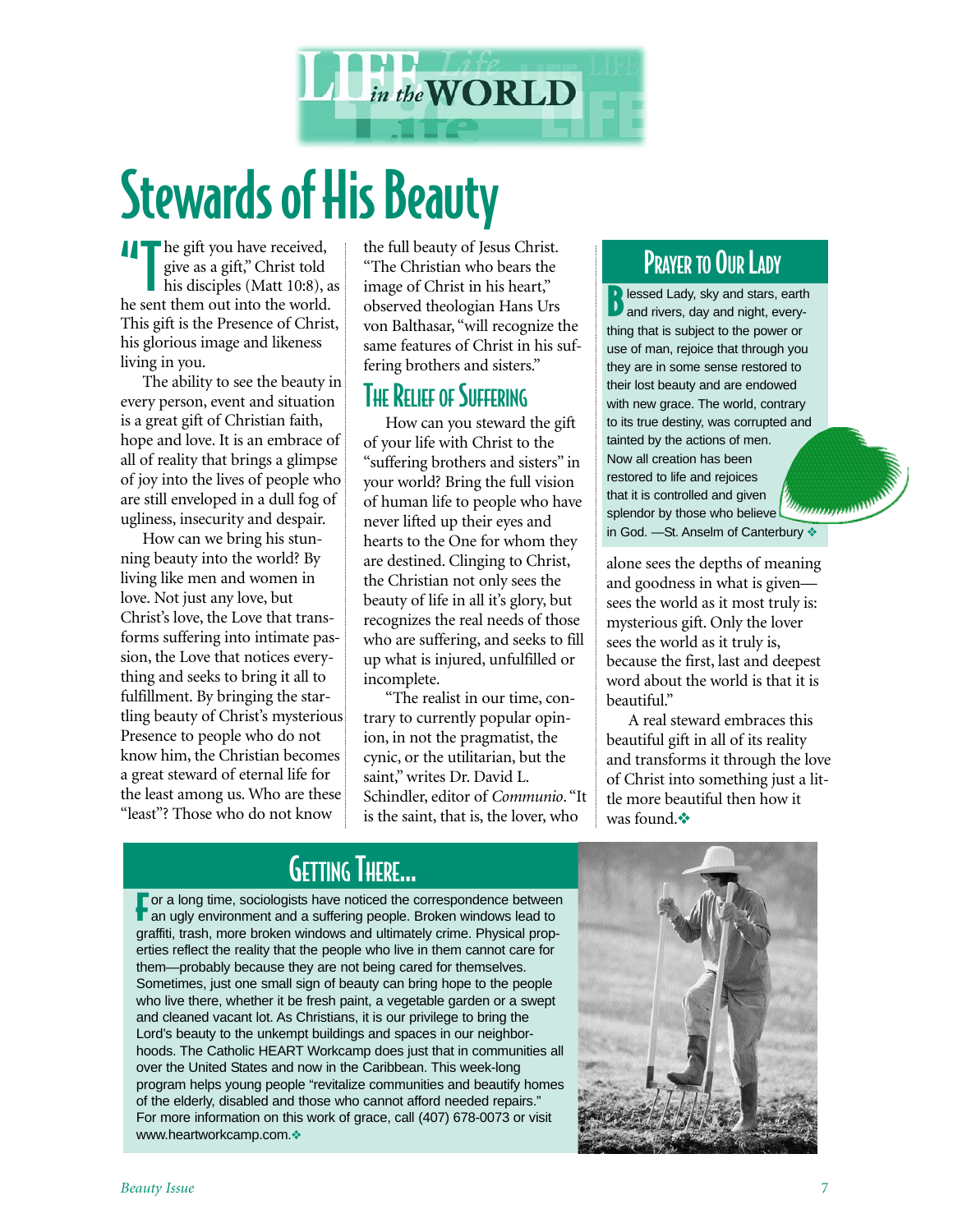LIFE *in the* WORLD

# Stewards of His Beauty

"The gift you have received, give as a gift," Christ told his disciples (Matt 10:8), as he sent them out into the world. This gift is the Presence of Christ, his glorious image and likeness living in you.

The ability to see the beauty in every person, event and situation is a great gift of Christian faith, hope and love. It is an embrace of all of reality that brings a glimpse of joy into the lives of people who are still enveloped in a dull fog of ugliness, insecurity and despair.

How can we bring his stunning beauty into the world? By living like men and women in love. Not just any love, but Christ's love, the Love that transforms suffering into intimate passion, the Love that notices everything and seeks to bring it all to fulfillment. By bringing the startling beauty of Christ's mysterious Presence to people who do not know him, the Christian becomes a great steward of eternal life for the least among us. Who are these "least"? Those who do not know the full beauty of Jesus Christ. "The Christian who bears the image of Christ in his heart," observed theologian Hans Urs von Balthasar, "will recognize the same features of Christ in his suffering brothers and sisters."

## The Relief of Suffering

How can you steward the gift of your life with Christ to the "suffering brothers and sisters" in your world? Bring the full vision of human life to people who have never lifted up their eyes and hearts to the One for whom they are destined. Clinging to Christ, the Christian not only sees the beauty of life in all it's glory, but recognizes the real needs of those who are suffering, and seeks to fill up what is injured, unfulfilled or incomplete.

"The realist in our time, contrary to currently popular opinion, in not the pragmatist, the cynic, or the utilitarian, but the saint," writes Dr. David L. Schindler, editor of *Communio*. "It is the saint, that is, the lover, who alone sees the depths of meaning and goodness in what is given—sees the world as it most truly is: mysterious gift. Only the lover sees the world as it truly is, because the first, last and deepest word about the world is that it is beautiful."

A real steward embraces this beautiful gift in all of its reality and transforms it through the love of Christ into something just a little more beautiful then how it was found.❖

## Prayer to Our Lady

Blessed Lady, sky and stars, earth and rivers, day and night, everything that is subject to the power or use of man, rejoice that through you they are in some sense restored to their lost beauty and are endowed with new grace. The world, contrary to its true destiny, was corrupted and tainted by the actions of men. Now all creation has been restored to life and rejoices that it is controlled and given splendor by those who believe in God. —St. Anselm of Canterbury ❖

## Getting There...

For a long time, sociologists have noticed the correspondence between an ugly environment and a suffering people. Broken windows lead to graffiti, trash, more broken windows and ultimately crime. Physical properties reflect the reality that the people who live in them cannot care for them—probably because they are not being cared for themselves. Sometimes, just one small sign of beauty can bring hope to the people who live there, whether it be fresh paint, a vegetable garden or a swept and cleaned vacant lot. As Christians, it is our privilege to bring the Lord's beauty to the unkempt buildings and spaces in our neighborhoods. The Catholic HEART Workcamp does just that in communities all over the United States and now in the Caribbean. This week-long program helps young people "revitalize communities and beautify homes of the elderly, disabled and those who cannot afford needed repairs." For more information on this work of grace, call (407) 678-0073 or visit www.heartworkcamp.com.❖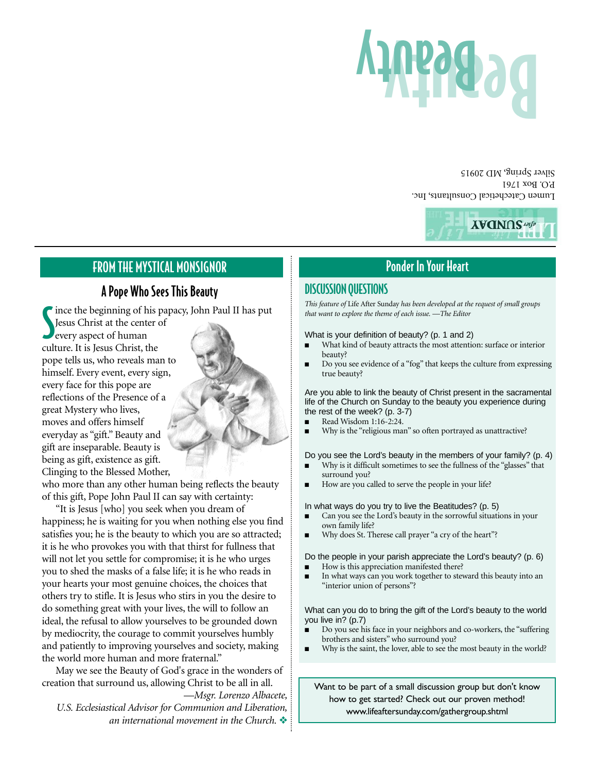Lumen Catechetical Consultants, Inc.
P.O. Box 1761
Silver Spring, MD 20915

## FROM THE MYSTICAL MONSIGNOR

### A Pope Who Sees This Beauty

Since the beginning of his papacy, John Paul II has put Jesus Christ at the center of every aspect of human culture. It is Jesus Christ, the pope tells us, who reveals man to himself. Every event, every sign, every face for this pope are reflections of the Presence of a great Mystery who lives, moves and offers himself everyday as "gift." Beauty and gift are inseparable. Beauty is being as gift, existence as gift. Clinging to the Blessed Mother, who more than any other human being reflects the beauty of this gift, Pope John Paul II can say with certainty:

"It is Jesus [who] you seek when you dream of happiness; he is waiting for you when nothing else you find satisfies you; he is the beauty to which you are so attracted; it is he who provokes you with that thirst for fullness that will not let you settle for compromise; it is he who urges you to shed the masks of a false life; it is he who reads in your hearts your most genuine choices, the choices that others try to stifle. It is Jesus who stirs in you the desire to do something great with your lives, the will to follow an ideal, the refusal to allow yourselves to be grounded down by mediocrity, the courage to commit yourselves humbly and patiently to improving yourselves and society, making the world more human and more fraternal."

May we see the Beauty of God's grace in the wonders of creation that surround us, allowing Christ to be all in all.

*—Msgr. Lorenzo Albacete,*
*U.S. Ecclesiastical Advisor for Communion and Liberation, an international movement in the Church.* ❖

## Ponder In Your Heart

### DISCUSSION QUESTIONS

*This feature of* Life After Sunday *has been developed at the request of small groups that want to explore the theme of each issue. —The Editor*

What is your definition of beauty? (p. 1 and 2)

- What kind of beauty attracts the most attention: surface or interior beauty?
- Do you see evidence of a "fog" that keeps the culture from expressing true beauty?

Are you able to link the beauty of Christ present in the sacramental life of the Church on Sunday to the beauty you experience during the rest of the week? (p. 3-7)

- Read Wisdom 1:16-2:24.
- Why is the "religious man" so often portrayed as unattractive?

Do you see the Lord's beauty in the members of your family? (p. 4)

- Why is it difficult sometimes to see the fullness of the "glasses" that surround you?
- How are you called to serve the people in your life?

In what ways do you try to live the Beatitudes? (p. 5)

- Can you see the Lord's beauty in the sorrowful situations in your own family life?
- Why does St. Therese call prayer "a cry of the heart"?

Do the people in your parish appreciate the Lord's beauty? (p. 6)

- How is this appreciation manifested there?
- In what ways can you work together to steward this beauty into an "interior union of persons"?

What can you do to bring the gift of the Lord's beauty to the world you live in? (p.7)

- Do you see his face in your neighbors and co-workers, the "suffering brothers and sisters" who surround you?
- Why is the saint, the lover, able to see the most beauty in the world?

Want to be part of a small discussion group but don't know how to get started? Check out our proven method!
www.lifeaftersunday.com/gathergroup.shtml